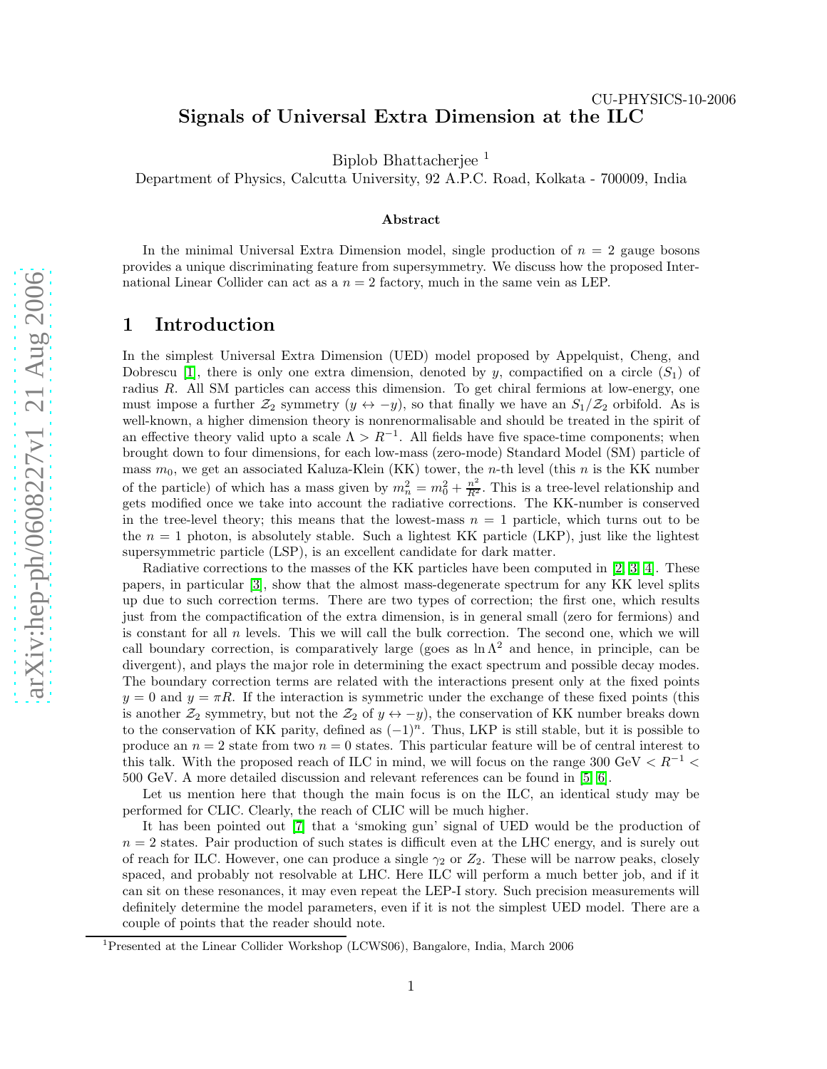CU-PHYSICS-10-2006

# Signals of Universal Extra Dimension at the ILC

Biplob Bhattacherjee [1]

Department of Physics, Calcutta University, 92 A.P.C. Road, Kolkata - 700009, India

### Abstract

In the minimal Universal Extra Dimension model, single production of $n = 2$ gauge bosons provides a unique discriminating feature from supersymmetry. We discuss how the proposed International Linear Collider can act as a $n = 2$ factory, much in the same vein as LEP.

## 1 Introduction

In the simplest Universal Extra Dimension (UED) model proposed by Appelquist, Cheng, and Dobrescu [1], there is only one extra dimension, denoted by $y$, compactified on a circle ($S_1$) of radius $R$. All SM particles can access this dimension. To get chiral fermions at low-energy, one must impose a further $\mathcal{Z}_2$ symmetry ($y \leftrightarrow -y$), so that finally we have an $S_1/\mathcal{Z}_2$ orbifold. As is well-known, a higher dimension theory is nonrenormalisable and should be treated in the spirit of an effective theory valid upto a scale $\Lambda > R^{-1}$. All fields have five space-time components; when brought down to four dimensions, for each low-mass (zero-mode) Standard Model (SM) particle of mass $m_0$, we get an associated Kaluza-Klein (KK) tower, the $n$-th level (this $n$ is the KK number of the particle) of which has a mass given by $m_n^2 = m_0^2 + \frac{n^2}{R^2}$. This is a tree-level relationship and gets modified once we take into account the radiative corrections. The KK-number is conserved in the tree-level theory; this means that the lowest-mass $n = 1$ particle, which turns out to be the $n = 1$ photon, is absolutely stable. Such a lightest KK particle (LKP), just like the lightest supersymmetric particle (LSP), is an excellent candidate for dark matter.

Radiative corrections to the masses of the KK particles have been computed in [2, 3, 4]. These papers, in particular [3], show that the almost mass-degenerate spectrum for any KK level splits up due to such correction terms. There are two types of correction; the first one, which results just from the compactification of the extra dimension, is in general small (zero for fermions) and is constant for all $n$ levels. This we will call the bulk correction. The second one, which we will call boundary correction, is comparatively large (goes as $\ln \Lambda^2$ and hence, in principle, can be divergent), and plays the major role in determining the exact spectrum and possible decay modes. The boundary correction terms are related with the interactions present only at the fixed points $y = 0$ and $y = \pi R$. If the interaction is symmetric under the exchange of these fixed points (this is another $\mathcal{Z}_2$ symmetry, but not the $\mathcal{Z}_2$ of $y \leftrightarrow -y$), the conservation of KK number breaks down to the conservation of KK parity, defined as $(-1)^n$. Thus, LKP is still stable, but it is possible to produce an $n = 2$ state from two $n = 0$ states. This particular feature will be of central interest to this talk. With the proposed reach of ILC in mind, we will focus on the range 300 GeV $< R^{-1} <$ 500 GeV. A more detailed discussion and relevant references can be found in [5, 6].

Let us mention here that though the main focus is on the ILC, an identical study may be performed for CLIC. Clearly, the reach of CLIC will be much higher.

It has been pointed out [7] that a 'smoking gun' signal of UED would be the production of $n = 2$ states. Pair production of such states is difficult even at the LHC energy, and is surely out of reach for ILC. However, one can produce a single $\gamma_2$ or $Z_2$. These will be narrow peaks, closely spaced, and probably not resolvable at LHC. Here ILC will perform a much better job, and if it can sit on these resonances, it may even repeat the LEP-I story. Such precision measurements will definitely determine the model parameters, even if it is not the simplest UED model. There are a couple of points that the reader should note.

[1] Presented at the Linear Collider Workshop (LCWS06), Bangalore, India, March 2006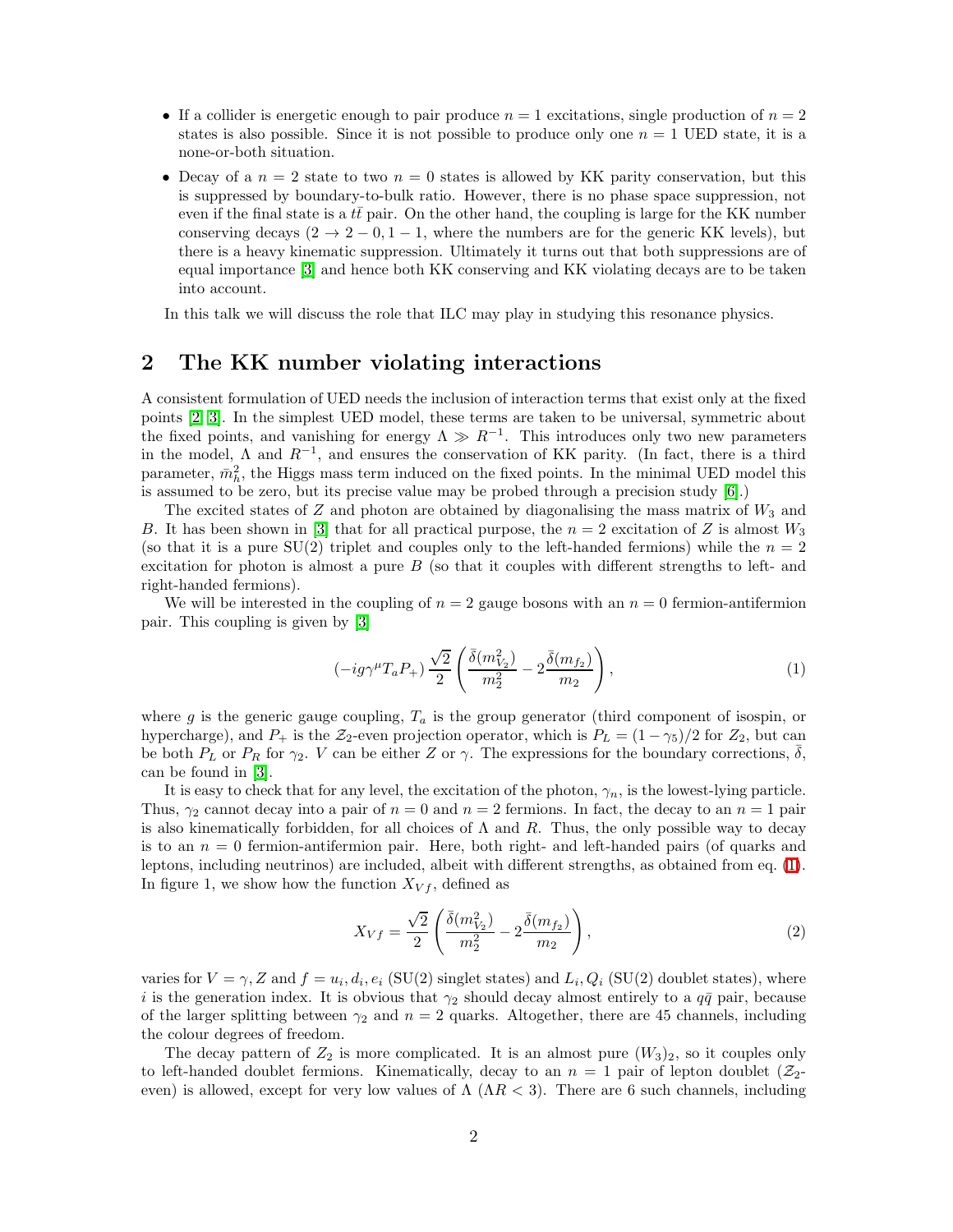- If a collider is energetic enough to pair produce $n = 1$ excitations, single production of $n = 2$ states is also possible. Since it is not possible to produce only one $n = 1$ UED state, it is a none-or-both situation.
- Decay of a $n = 2$ state to two $n = 0$ states is allowed by KK parity conservation, but this is suppressed by boundary-to-bulk ratio. However, there is no phase space suppression, not even if the final state is a $t\bar{t}$ pair. On the other hand, the coupling is large for the KK number conserving decays ($2 \to 2 - 0, 1 - 1$, where the numbers are for the generic KK levels), but there is a heavy kinematic suppression. Ultimately it turns out that both suppressions are of equal importance [3] and hence both KK conserving and KK violating decays are to be taken into account.

In this talk we will discuss the role that ILC may play in studying this resonance physics.

## 2 The KK number violating interactions

A consistent formulation of UED needs the inclusion of interaction terms that exist only at the fixed points [2, 3]. In the simplest UED model, these terms are taken to be universal, symmetric about the fixed points, and vanishing for energy $\Lambda \gg R^{-1}$. This introduces only two new parameters in the model, $\Lambda$ and $R^{-1}$, and ensures the conservation of KK parity. (In fact, there is a third parameter, $\bar{m}_h^2$, the Higgs mass term induced on the fixed points. In the minimal UED model this is assumed to be zero, but its precise value may be probed through a precision study [6].)

The excited states of $Z$ and photon are obtained by diagonalising the mass matrix of $W_3$ and $B$. It has been shown in [3] that for all practical purpose, the $n = 2$ excitation of $Z$ is almost $W_3$ (so that it is a pure SU(2) triplet and couples only to the left-handed fermions) while the $n = 2$ excitation for photon is almost a pure $B$ (so that it couples with different strengths to left- and right-handed fermions).

We will be interested in the coupling of $n = 2$ gauge bosons with an $n = 0$ fermion-antifermion pair. This coupling is given by [3]

$$(-ig\gamma^\mu T_a P_+)\,\frac{\sqrt{2}}{2}\left(\frac{\bar{\delta}(m_{V_2}^2)}{m_2^2} - 2\frac{\bar{\delta}(m_{f_2})}{m_2}\right), \tag{1}$$

where $g$ is the generic gauge coupling, $T_a$ is the group generator (third component of isospin, or hypercharge), and $P_+$ is the $\mathcal{Z}_2$-even projection operator, which is $P_L = (1-\gamma_5)/2$ for $Z_2$, but can be both $P_L$ or $P_R$ for $\gamma_2$. $V$ can be either $Z$ or $\gamma$. The expressions for the boundary corrections, $\bar{\delta}$, can be found in [3].

It is easy to check that for any level, the excitation of the photon, $\gamma_n$, is the lowest-lying particle. Thus, $\gamma_2$ cannot decay into a pair of $n = 0$ and $n = 2$ fermions. In fact, the decay to an $n = 1$ pair is also kinematically forbidden, for all choices of $\Lambda$ and $R$. Thus, the only possible way to decay is to an $n = 0$ fermion-antifermion pair. Here, both right- and left-handed pairs (of quarks and leptons, including neutrinos) are included, albeit with different strengths, as obtained from eq. (1). In figure 1, we show how the function $X_{Vf}$, defined as

$$X_{Vf} = \frac{\sqrt{2}}{2}\left(\frac{\bar{\delta}(m_{V_2}^2)}{m_2^2} - 2\frac{\bar{\delta}(m_{f_2})}{m_2}\right), \tag{2}$$

varies for $V = \gamma, Z$ and $f = u_i, d_i, e_i$ (SU(2) singlet states) and $L_i, Q_i$ (SU(2) doublet states), where $i$ is the generation index. It is obvious that $\gamma_2$ should decay almost entirely to a $q\bar{q}$ pair, because of the larger splitting between $\gamma_2$ and $n = 2$ quarks. Altogether, there are 45 channels, including the colour degrees of freedom.

The decay pattern of $Z_2$ is more complicated. It is an almost pure $(W_3)_2$, so it couples only to left-handed doublet fermions. Kinematically, decay to an $n = 1$ pair of lepton doublet ($\mathcal{Z}_2$-even) is allowed, except for very low values of $\Lambda$ ($\Lambda R < 3$). There are 6 such channels, including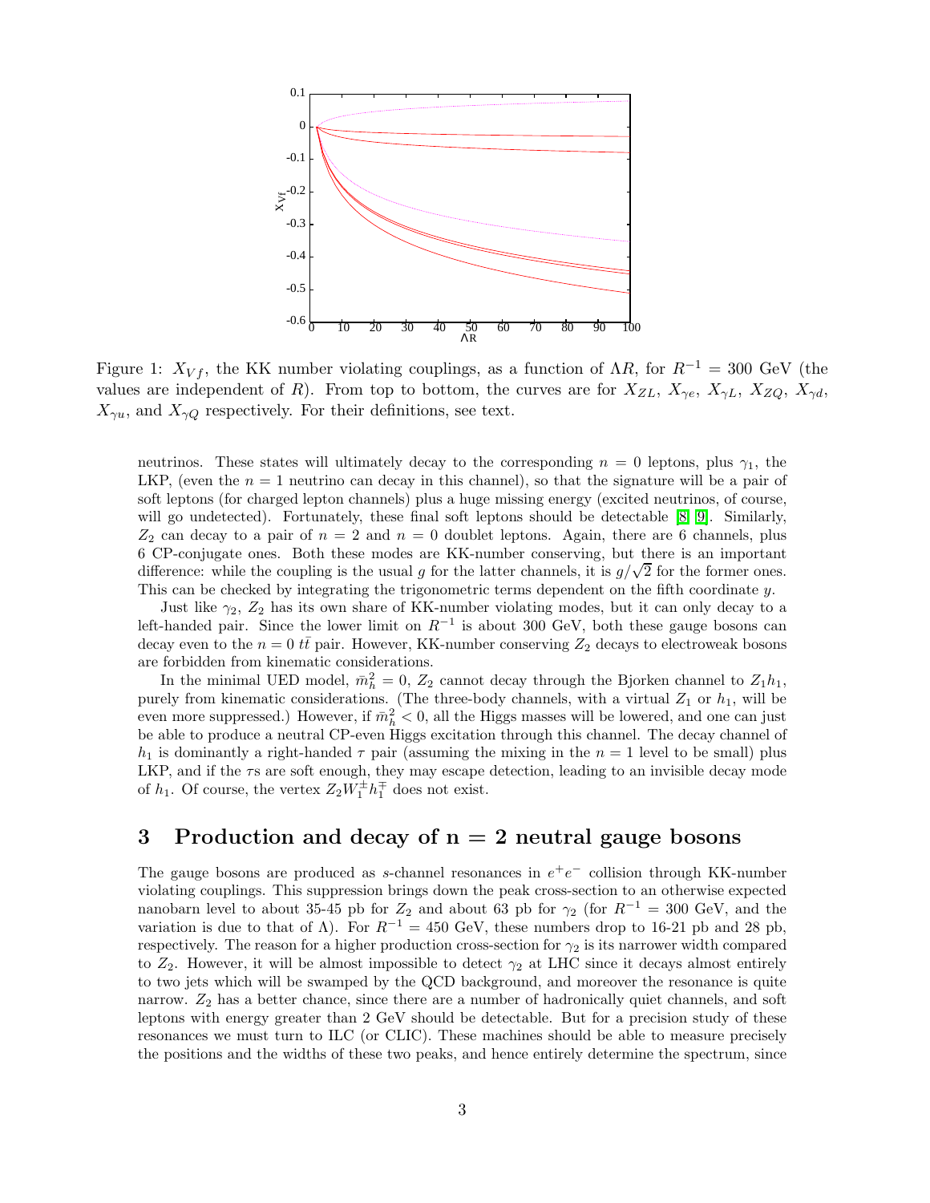Figure 1: $X_{Vf}$, the KK number violating couplings, as a function of $\Lambda R$, for $R^{-1} = 300$ GeV (the values are independent of $R$). From top to bottom, the curves are for $X_{ZL}$, $X_{\gamma e}$, $X_{\gamma L}$, $X_{ZQ}$, $X_{\gamma d}$, $X_{\gamma u}$, and $X_{\gamma Q}$ respectively. For their definitions, see text.

neutrinos. These states will ultimately decay to the corresponding $n = 0$ leptons, plus $\gamma_1$, the LKP, (even the $n = 1$ neutrino can decay in this channel), so that the signature will be a pair of soft leptons (for charged lepton channels) plus a huge missing energy (excited neutrinos, of course, will go undetected). Fortunately, these final soft leptons should be detectable [8, 9]. Similarly, $Z_2$ can decay to a pair of $n = 2$ and $n = 0$ doublet leptons. Again, there are 6 channels, plus 6 CP-conjugate ones. Both these modes are KK-number conserving, but there is an important difference: while the coupling is the usual $g$ for the latter channels, it is $g/\sqrt{2}$ for the former ones. This can be checked by integrating the trigonometric terms dependent on the fifth coordinate $y$.

Just like $\gamma_2$, $Z_2$ has its own share of KK-number violating modes, but it can only decay to a left-handed pair. Since the lower limit on $R^{-1}$ is about 300 GeV, both these gauge bosons can decay even to the $n = 0$ $t\bar{t}$ pair. However, KK-number conserving $Z_2$ decays to electroweak bosons are forbidden from kinematic considerations.

In the minimal UED model, $\bar{m}_h^2 = 0$, $Z_2$ cannot decay through the Bjorken channel to $Z_1 h_1$, purely from kinematic considerations. (The three-body channels, with a virtual $Z_1$ or $h_1$, will be even more suppressed.) However, if $\bar{m}_h^2 < 0$, all the Higgs masses will be lowered, and one can just be able to produce a neutral CP-even Higgs excitation through this channel. The decay channel of $h_1$ is dominantly a right-handed $\tau$ pair (assuming the mixing in the $n = 1$ level to be small) plus LKP, and if the $\tau$s are soft enough, they may escape detection, leading to an invisible decay mode of $h_1$. Of course, the vertex $Z_2 W_1^{\pm} h_1^{\mp}$ does not exist.

## 3 Production and decay of n = 2 neutral gauge bosons

The gauge bosons are produced as $s$-channel resonances in $e^+e^-$ collision through KK-number violating couplings. This suppression brings down the peak cross-section to an otherwise expected nanobarn level to about 35-45 pb for $Z_2$ and about 63 pb for $\gamma_2$ (for $R^{-1} = 300$ GeV, and the variation is due to that of $\Lambda$). For $R^{-1} = 450$ GeV, these numbers drop to 16-21 pb and 28 pb, respectively. The reason for a higher production cross-section for $\gamma_2$ is its narrower width compared to $Z_2$. However, it will be almost impossible to detect $\gamma_2$ at LHC since it decays almost entirely to two jets which will be swamped by the QCD background, and moreover the resonance is quite narrow. $Z_2$ has a better chance, since there are a number of hadronically quiet channels, and soft leptons with energy greater than 2 GeV should be detectable. But for a precision study of these resonances we must turn to ILC (or CLIC). These machines should be able to measure precisely the positions and the widths of these two peaks, and hence entirely determine the spectrum, since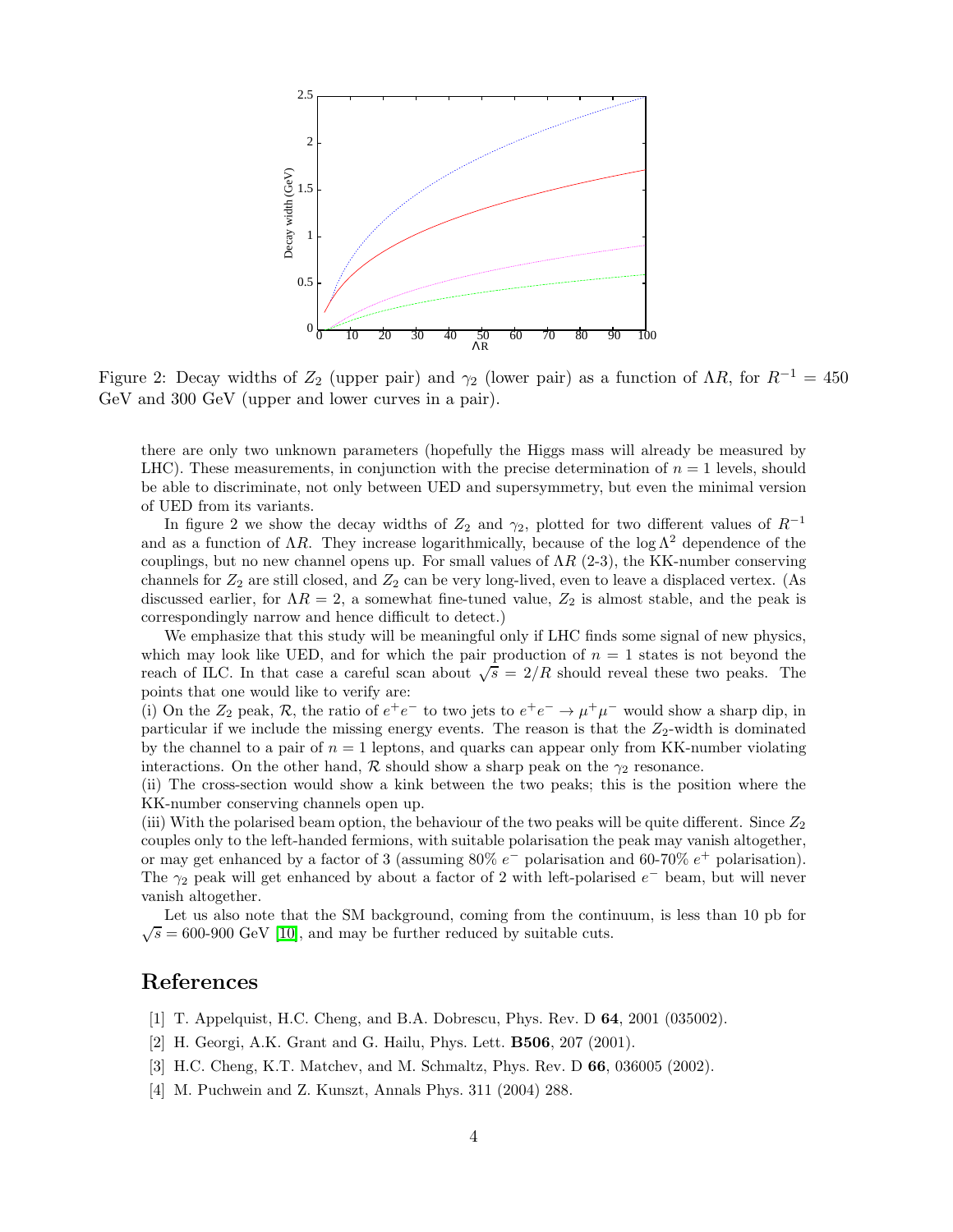Figure 2: Decay widths of $Z_2$ (upper pair) and $\gamma_2$ (lower pair) as a function of $\Lambda R$, for $R^{-1} = 450$ GeV and 300 GeV (upper and lower curves in a pair).

there are only two unknown parameters (hopefully the Higgs mass will already be measured by LHC). These measurements, in conjunction with the precise determination of $n = 1$ levels, should be able to discriminate, not only between UED and supersymmetry, but even the minimal version of UED from its variants.

In figure 2 we show the decay widths of $Z_2$ and $\gamma_2$, plotted for two different values of $R^{-1}$ and as a function of $\Lambda R$. They increase logarithmically, because of the $\log \Lambda^2$ dependence of the couplings, but no new channel opens up. For small values of $\Lambda R$ (2-3), the KK-number conserving channels for $Z_2$ are still closed, and $Z_2$ can be very long-lived, even to leave a displaced vertex. (As discussed earlier, for $\Lambda R = 2$, a somewhat fine-tuned value, $Z_2$ is almost stable, and the peak is correspondingly narrow and hence difficult to detect.)

We emphasize that this study will be meaningful only if LHC finds some signal of new physics, which may look like UED, and for which the pair production of $n = 1$ states is not beyond the reach of ILC. In that case a careful scan about $\sqrt{s} = 2/R$ should reveal these two peaks. The points that one would like to verify are:

(i) On the $Z_2$ peak, $\mathcal{R}$, the ratio of $e^+e^-$ to two jets to $e^+e^- \to \mu^+\mu^-$ would show a sharp dip, in particular if we include the missing energy events. The reason is that the $Z_2$-width is dominated by the channel to a pair of $n = 1$ leptons, and quarks can appear only from KK-number violating interactions. On the other hand, $\mathcal{R}$ should show a sharp peak on the $\gamma_2$ resonance.

(ii) The cross-section would show a kink between the two peaks; this is the position where the KK-number conserving channels open up.

(iii) With the polarised beam option, the behaviour of the two peaks will be quite different. Since $Z_2$ couples only to the left-handed fermions, with suitable polarisation the peak may vanish altogether, or may get enhanced by a factor of 3 (assuming 80% $e^-$ polarisation and 60-70% $e^+$ polarisation). The $\gamma_2$ peak will get enhanced by about a factor of 2 with left-polarised $e^-$ beam, but will never vanish altogether.

Let us also note that the SM background, coming from the continuum, is less than 10 pb for $\sqrt{s} = 600$-$900$ GeV [10], and may be further reduced by suitable cuts.

## References

[1] T. Appelquist, H.C. Cheng, and B.A. Dobrescu, Phys. Rev. D **64**, 2001 (035002).

[2] H. Georgi, A.K. Grant and G. Hailu, Phys. Lett. **B506**, 207 (2001).

[3] H.C. Cheng, K.T. Matchev, and M. Schmaltz, Phys. Rev. D **66**, 036005 (2002).

[4] M. Puchwein and Z. Kunszt, Annals Phys. 311 (2004) 288.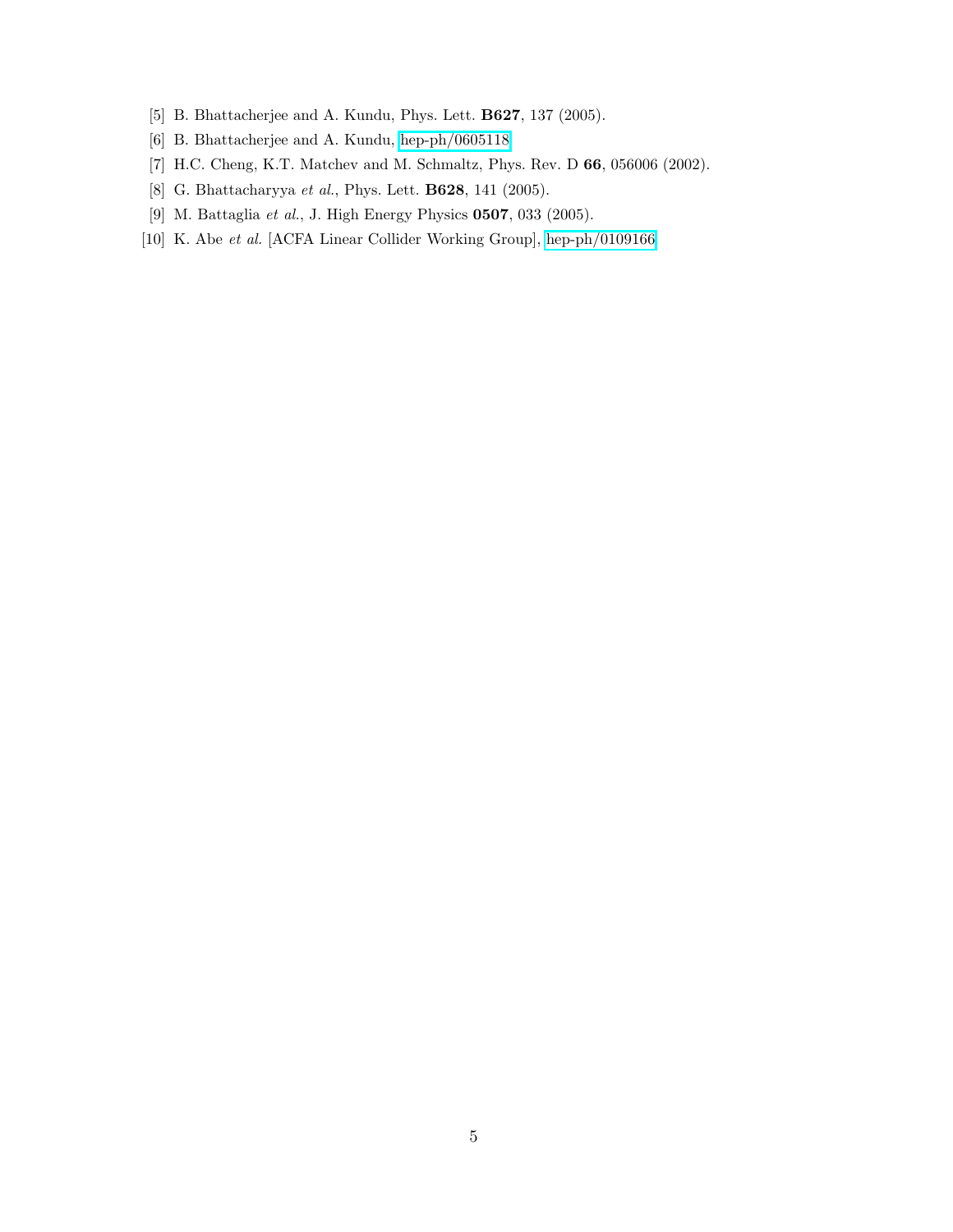[5] B. Bhattacherjee and A. Kundu, Phys. Lett. **B627**, 137 (2005).

[6] B. Bhattacherjee and A. Kundu, hep-ph/0605118

[7] H.C. Cheng, K.T. Matchev and M. Schmaltz, Phys. Rev. D **66**, 056006 (2002).

[8] G. Bhattacharyya *et al.*, Phys. Lett. **B628**, 141 (2005).

[9] M. Battaglia *et al.*, J. High Energy Physics **0507**, 033 (2005).

[10] K. Abe *et al.* [ACFA Linear Collider Working Group], hep-ph/0109166